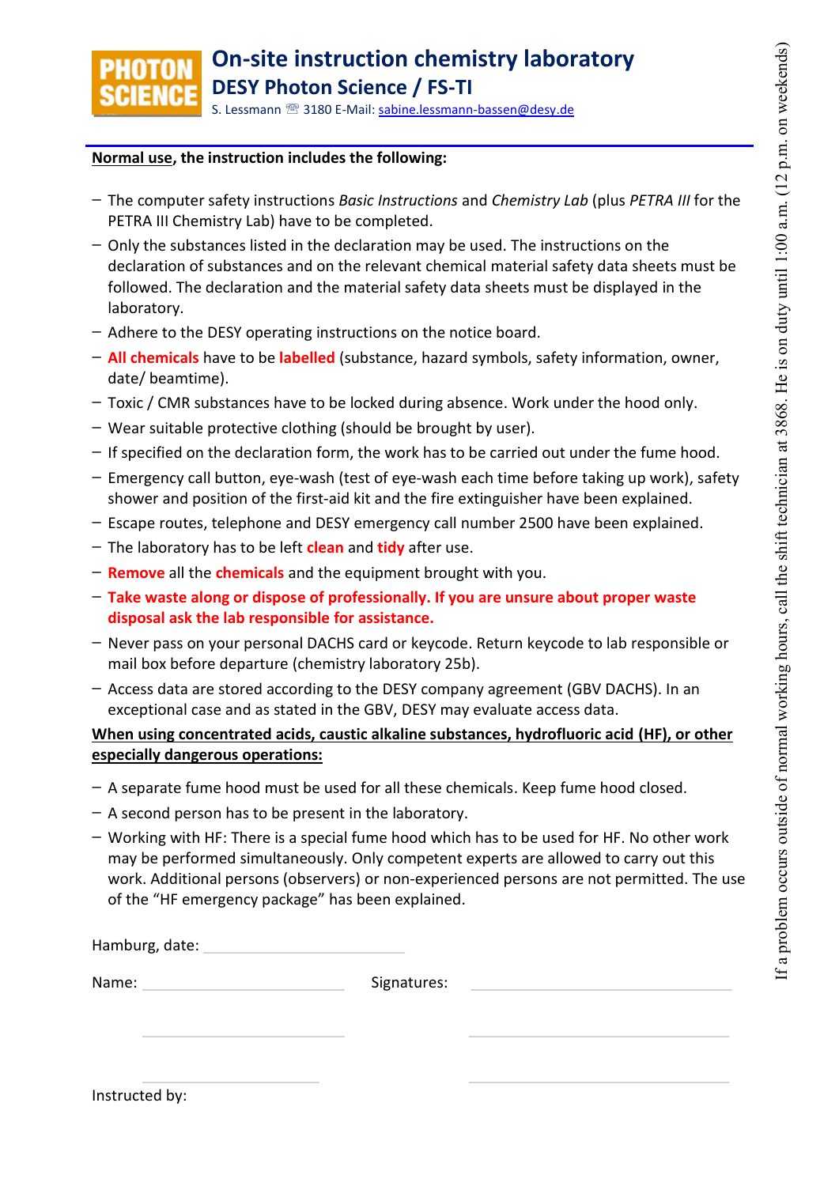PHOTON SCIENCE

# On-site instruction chemistry laboratory

## DESY Photon Science / FS-TI

S. Lessmann ☏ 3180 E-Mail: sabine.lessmann-bassen@desy.de

**Normal use, the instruction includes the following:**

- The computer safety instructions *Basic Instructions* and *Chemistry Lab* (plus *PETRA III* for the PETRA III Chemistry Lab) have to be completed.
- Only the substances listed in the declaration may be used. The instructions on the declaration of substances and on the relevant chemical material safety data sheets must be followed. The declaration and the material safety data sheets must be displayed in the laboratory.
- Adhere to the DESY operating instructions on the notice board.
- **All chemicals** have to be **labelled** (substance, hazard symbols, safety information, owner, date/ beamtime).
- Toxic / CMR substances have to be locked during absence. Work under the hood only.
- Wear suitable protective clothing (should be brought by user).
- If specified on the declaration form, the work has to be carried out under the fume hood.
- Emergency call button, eye-wash (test of eye-wash each time before taking up work), safety shower and position of the first-aid kit and the fire extinguisher have been explained.
- Escape routes, telephone and DESY emergency call number 2500 have been explained.
- The laboratory has to be left **clean** and **tidy** after use.
- **Remove** all the **chemicals** and the equipment brought with you.
- **Take waste along or dispose of professionally. If you are unsure about proper waste disposal ask the lab responsible for assistance.**
- Never pass on your personal DACHS card or keycode. Return keycode to lab responsible or mail box before departure (chemistry laboratory 25b).
- Access data are stored according to the DESY company agreement (GBV DACHS). In an exceptional case and as stated in the GBV, DESY may evaluate access data.

**When using concentrated acids, caustic alkaline substances, hydrofluoric acid (HF), or other especially dangerous operations:**

- A separate fume hood must be used for all these chemicals. Keep fume hood closed.
- A second person has to be present in the laboratory.
- Working with HF: There is a special fume hood which has to be used for HF. No other work may be performed simultaneously. Only competent experts are allowed to carry out this work. Additional persons (observers) or non-experienced persons are not permitted. The use of the "HF emergency package" has been explained.

Hamburg, date: ____________________

Name: ____________________ Signatures: ____________________

____________________ ____________________

____________________ ____________________

Instructed by:

If a problem occurs outside of normal working hours, call the shift technician at 3868. He is on duty until 1:00 a.m. (12 p.m. on weekends)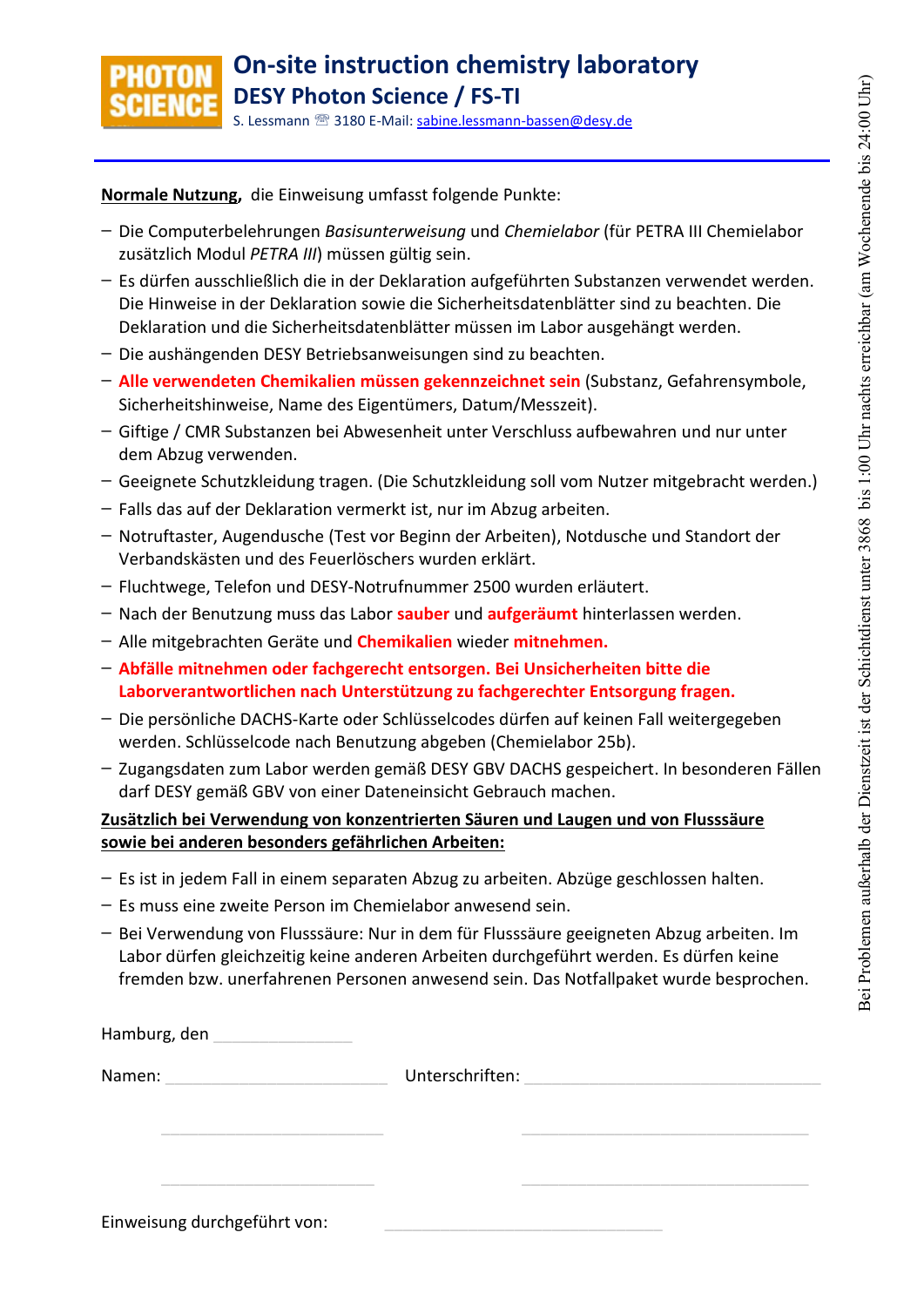PHOTON SCIENCE

# On-site instruction chemistry laboratory

## DESY Photon Science / FS-TI

S. Lessmann ☏ 3180 E-Mail: sabine.lessmann-bassen@desy.de

**Normale Nutzung**, die Einweisung umfasst folgende Punkte:

- Die Computerbelehrungen *Basisunterweisung* und *Chemielabor* (für PETRA III Chemielabor zusätzlich Modul *PETRA III*) müssen gültig sein.
- Es dürfen ausschließlich die in der Deklaration aufgeführten Substanzen verwendet werden. Die Hinweise in der Deklaration sowie die Sicherheitsdatenblätter sind zu beachten. Die Deklaration und die Sicherheitsdatenblätter müssen im Labor ausgehängt werden.
- Die aushängenden DESY Betriebsanweisungen sind zu beachten.
- **Alle verwendeten Chemikalien müssen gekennzeichnet sein** (Substanz, Gefahrensymbole, Sicherheitshinweise, Name des Eigentümers, Datum/Messzeit).
- Giftige / CMR Substanzen bei Abwesenheit unter Verschluss aufbewahren und nur unter dem Abzug verwenden.
- Geeignete Schutzkleidung tragen. (Die Schutzkleidung soll vom Nutzer mitgebracht werden.)
- Falls das auf der Deklaration vermerkt ist, nur im Abzug arbeiten.
- Notruftaster, Augendusche (Test vor Beginn der Arbeiten), Notdusche und Standort der Verbandskästen und des Feuerlöschers wurden erklärt.
- Fluchtwege, Telefon und DESY-Notrufnummer 2500 wurden erläutert.
- Nach der Benutzung muss das Labor **sauber** und **aufgeräumt** hinterlassen werden.
- Alle mitgebrachten Geräte und **Chemikalien** wieder **mitnehmen.**
- **Abfälle mitnehmen oder fachgerecht entsorgen. Bei Unsicherheiten bitte die Laborverantwortlichen nach Unterstützung zu fachgerechter Entsorgung fragen.**
- Die persönliche DACHS-Karte oder Schlüsselcodes dürfen auf keinen Fall weitergegeben werden. Schlüsselcode nach Benutzung abgeben (Chemielabor 25b).
- Zugangsdaten zum Labor werden gemäß DESY GBV DACHS gespeichert. In besonderen Fällen darf DESY gemäß GBV von einer Dateneinsicht Gebrauch machen.

**Zusätzlich bei Verwendung von konzentrierten Säuren und Laugen und von Flusssäure sowie bei anderen besonders gefährlichen Arbeiten:**

- Es ist in jedem Fall in einem separaten Abzug zu arbeiten. Abzüge geschlossen halten.
- Es muss eine zweite Person im Chemielabor anwesend sein.
- Bei Verwendung von Flusssäure: Nur in dem für Flusssäure geeigneten Abzug arbeiten. Im Labor dürfen gleichzeitig keine anderen Arbeiten durchgeführt werden. Es dürfen keine fremden bzw. unerfahrenen Personen anwesend sein. Das Notfallpaket wurde besprochen.

Hamburg, den ______________

Namen: ______________________ Unterschriften: ______________________________

______________________ ______________________________

______________________ ______________________________

Einweisung durchgeführt von: ______________________________

Bei Problemen außerhalb der Dienstzeit ist der Schichtdienst unter 3868 bis 1:00 Uhr nachts erreichbar (am Wochenende bis 24:00 Uhr)